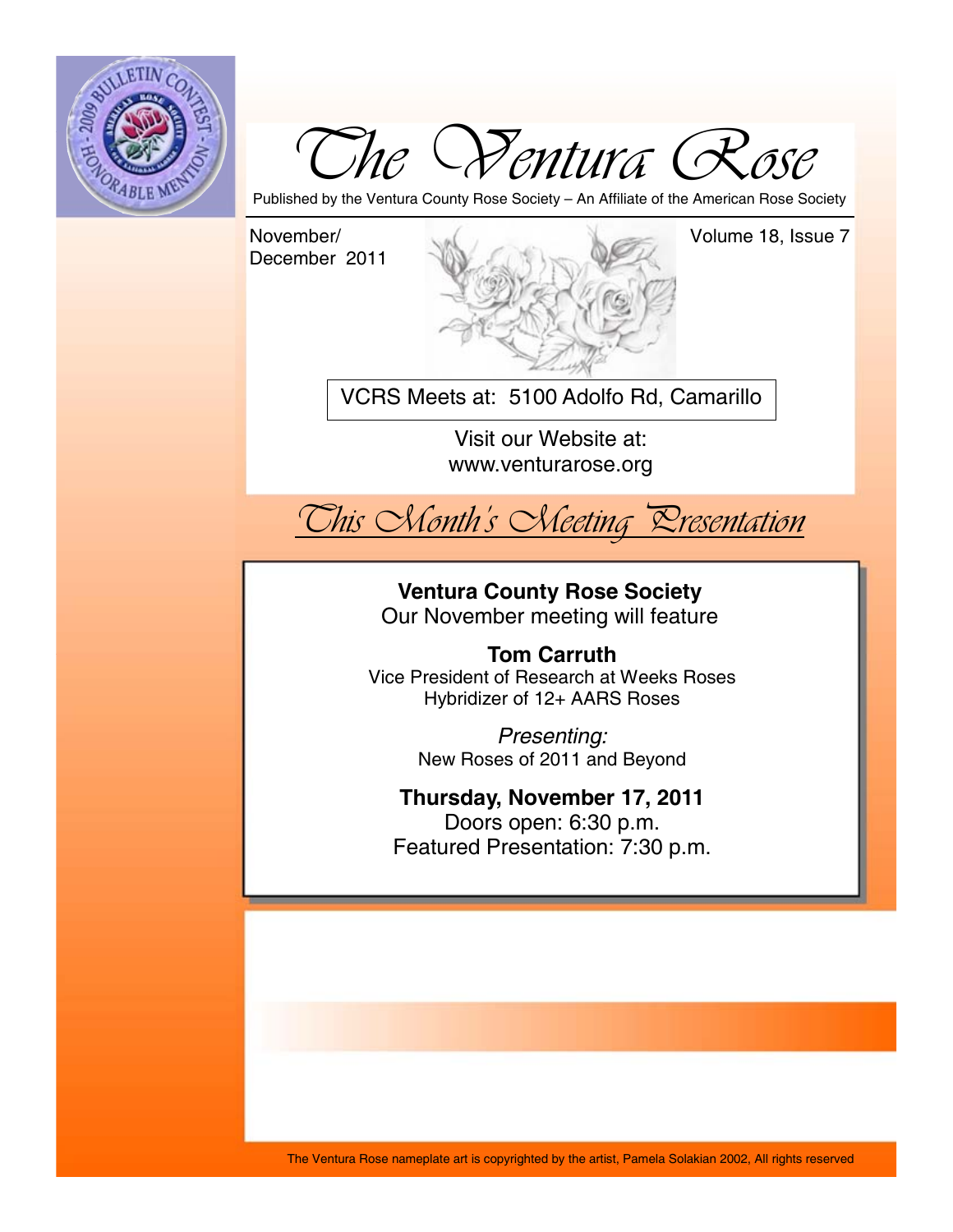# The Ventura Rose

Published by the Ventura County Rose Society – An Affiliate of the American Rose Society

November/ December 2011

Volume 18, Issue 7

VCRS Meets at: 5100 Adolfo Rd, Camarillo

Visit our Website at: www.venturarose.org

## *This Month's Meeting Presentation*

**Ventura County Rose Society**
Our November meeting will feature

**Tom Carruth**
Vice President of Research at Weeks Roses
Hybridizer of 12+ AARS Roses

*Presenting:*
New Roses of 2011 and Beyond

**Thursday, November 17, 2011**
Doors open: 6:30 p.m.
Featured Presentation: 7:30 p.m.

The Ventura Rose nameplate art is copyrighted by the artist, Pamela Solakian 2002, All rights reserved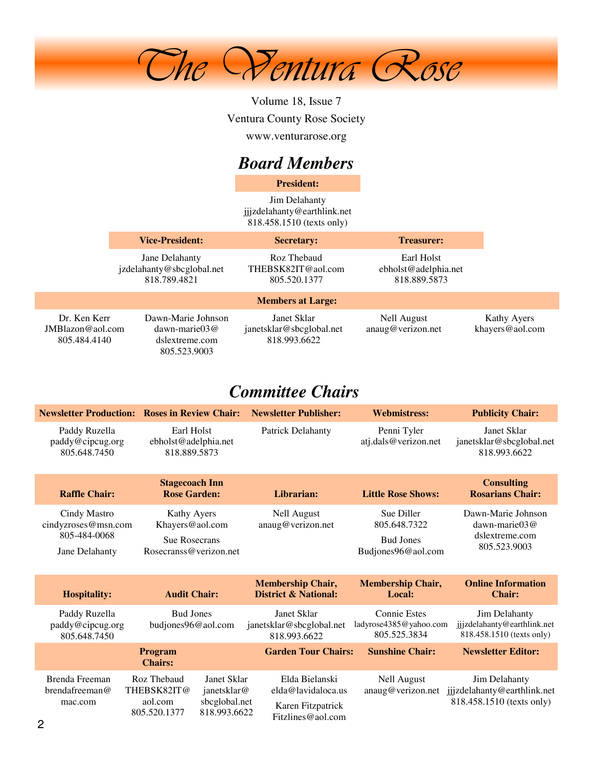# The Ventura Rose

Volume 18, Issue 7

Ventura County Rose Society

www.venturarose.org

## Board Members

**President:**

Jim Delahanty
jjjzdelahanty@earthlink.net
818.458.1510 (texts only)

| Vice-President: | Secretary: | Treasurer: |
|---|---|---|
| Jane Delahanty<br>jzdelahanty@sbcglobal.net<br>818.789.4821 | Roz Thebaud<br>THEBSK82IT@aol.com<br>805.520.1377 | Earl Holst<br>ebholst@adelphia.net<br>818.889.5873 |

**Members at Large:**

| | | | | |
|---|---|---|---|---|
| Dr. Ken Kerr<br>JMBlazon@aol.com<br>805.484.4140 | Dawn-Marie Johnson<br>dawn-marie03@<br>dslextreme.com<br>805.523.9003 | Janet Sklar<br>janetsklar@sbcglobal.net<br>818.993.6622 | Nell August<br>anaug@verizon.net | Kathy Ayers<br>khayers@aol.com |

## Committee Chairs

| Newsletter Production: | Roses in Review Chair: | Newsletter Publisher: | Webmistress: | Publicity Chair: |
|---|---|---|---|---|
| Paddy Ruzella<br>paddy@cipcug.org<br>805.648.7450 | Earl Holst<br>ebholst@adelphia.net<br>818.889.5873 | Patrick Delahanty | Penni Tyler<br>atj.dals@verizon.net | Janet Sklar<br>janetsklar@sbcglobal.net<br>818.993.6622 |
| **Raffle Chair:** | **Stagecoach Inn Rose Garden:** | **Librarian:** | **Little Rose Shows:** | **Consulting Rosarians Chair:** |
| Cindy Mastro<br>cindyzroses@msn.com<br>805-484-0068<br>Jane Delahanty | Kathy Ayers<br>Khayers@aol.com<br>Sue Rosecrans<br>Rosecranss@verizon.net | Nell August<br>anaug@verizon.net | Sue Diller<br>805.648.7322<br>Bud Jones<br>Budjones96@aol.com | Dawn-Marie Johnson<br>dawn-marie03@<br>dslextreme.com<br>805.523.9003 |
| **Hospitality:** | **Audit Chair:** | **Membership Chair, District & National:** | **Membership Chair, Local:** | **Online Information Chair:** |
| Paddy Ruzella<br>paddy@cipcug.org<br>805.648.7450 | Bud Jones<br>budjones96@aol.com | Janet Sklar<br>janetsklar@sbcglobal.net<br>818.993.6622 | Connie Estes<br>ladyrose4385@yahoo.com<br>805.525.3834 | Jim Delahanty<br>jjjzdelahanty@earthlink.net<br>818.458.1510 (texts only) |
| **Program Chairs:** | | **Garden Tour Chairs:** | **Sunshine Chair:** | **Newsletter Editor:** |
| Brenda Freeman<br>brendafreeman@<br>mac.com | Roz Thebaud<br>THEBSK82IT@<br>aol.com<br>805.520.1377<br>Janet Sklar<br>janetsklar@<br>sbcglobal.net<br>818.993.6622 | Elda Bielanski<br>elda@lavidaloca.us<br>Karen Fitzpatrick<br>Fitzlines@aol.com | Nell August<br>anaug@verizon.net | Jim Delahanty<br>jjjzdelahanty@earthlink.net<br>818.458.1510 (texts only) |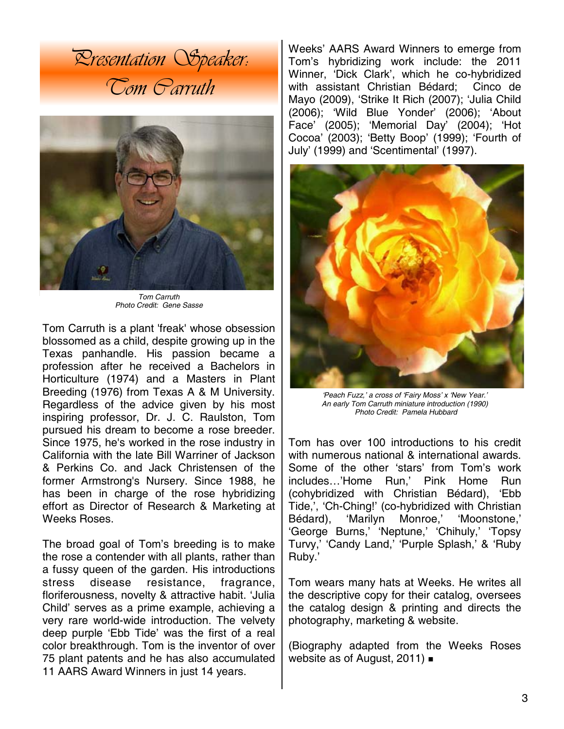# Presentation Speaker: Tom Carruth

Tom Carruth
Photo Credit: Gene Sasse

Tom Carruth is a plant 'freak' whose obsession blossomed as a child, despite growing up in the Texas panhandle. His passion became a profession after he received a Bachelors in Horticulture (1974) and a Masters in Plant Breeding (1976) from Texas A & M University. Regardless of the advice given by his most inspiring professor, Dr. J. C. Raulston, Tom pursued his dream to become a rose breeder. Since 1975, he's worked in the rose industry in California with the late Bill Warriner of Jackson & Perkins Co. and Jack Christensen of the former Armstrong's Nursery. Since 1988, he has been in charge of the rose hybridizing effort as Director of Research & Marketing at Weeks Roses.

The broad goal of Tom's breeding is to make the rose a contender with all plants, rather than a fussy queen of the garden. His introductions stress disease resistance, fragrance, floriferousness, novelty & attractive habit. 'Julia Child' serves as a prime example, achieving a very rare world-wide introduction. The velvety deep purple 'Ebb Tide' was the first of a real color breakthrough. Tom is the inventor of over 75 plant patents and he has also accumulated 11 AARS Award Winners in just 14 years.

Weeks' AARS Award Winners to emerge from Tom's hybridizing work include: the 2011 Winner, 'Dick Clark', which he co-hybridized with assistant Christian Bédard; Cinco de Mayo (2009), 'Strike It Rich (2007); 'Julia Child (2006); 'Wild Blue Yonder' (2006); 'About Face' (2005); 'Memorial Day' (2004); 'Hot Cocoa' (2003); 'Betty Boop' (1999); 'Fourth of July' (1999) and 'Scentimental' (1997).

*'Peach Fuzz,' a cross of 'Fairy Moss' x 'New Year.'*
*An early Tom Carruth miniature introduction (1990)*
*Photo Credit: Pamela Hubbard*

Tom has over 100 introductions to his credit with numerous national & international awards. Some of the other 'stars' from Tom's work includes…'Home Run,' Pink Home Run (cohybridized with Christian Bédard), 'Ebb Tide,', 'Ch-Ching!' (co-hybridized with Christian Bédard), 'Marilyn Monroe,' 'Moonstone,' 'George Burns,' 'Neptune,' 'Chihuly,' 'Topsy Turvy,' 'Candy Land,' 'Purple Splash,' & 'Ruby Ruby.'

Tom wears many hats at Weeks. He writes all the descriptive copy for their catalog, oversees the catalog design & printing and directs the photography, marketing & website.

(Biography adapted from the Weeks Roses website as of August, 2011) ■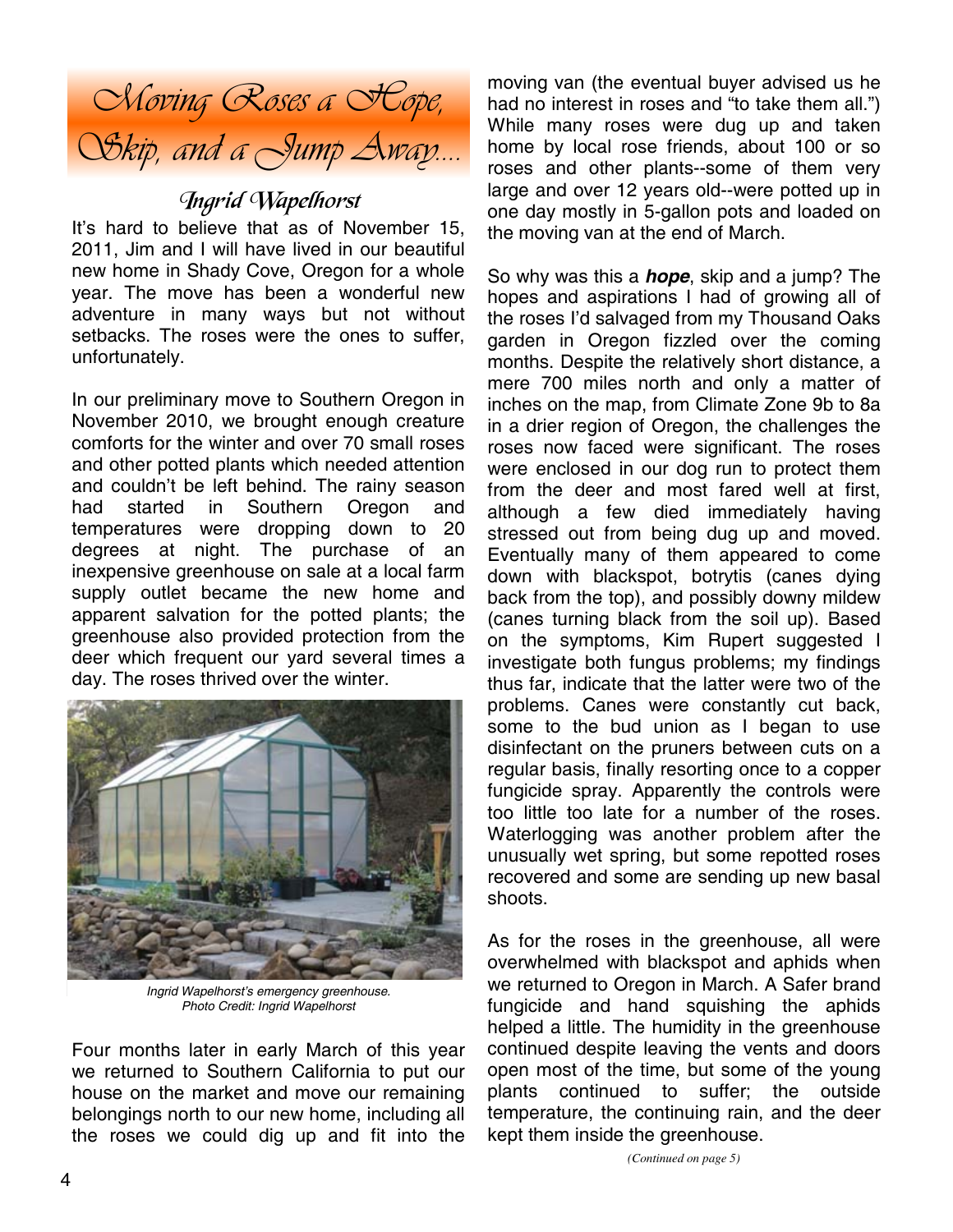# Moving Roses a Hope, Skip, and a Jump Away...

### Ingrid Wapelhorst

It's hard to believe that as of November 15, 2011, Jim and I will have lived in our beautiful new home in Shady Cove, Oregon for a whole year. The move has been a wonderful new adventure in many ways but not without setbacks. The roses were the ones to suffer, unfortunately.

In our preliminary move to Southern Oregon in November 2010, we brought enough creature comforts for the winter and over 70 small roses and other potted plants which needed attention and couldn't be left behind. The rainy season had started in Southern Oregon and temperatures were dropping down to 20 degrees at night. The purchase of an inexpensive greenhouse on sale at a local farm supply outlet became the new home and apparent salvation for the potted plants; the greenhouse also provided protection from the deer which frequent our yard several times a day. The roses thrived over the winter.

*Ingrid Wapelhorst's emergency greenhouse.*
*Photo Credit: Ingrid Wapelhorst*

Four months later in early March of this year we returned to Southern California to put our house on the market and move our remaining belongings north to our new home, including all the roses we could dig up and fit into the moving van (the eventual buyer advised us he had no interest in roses and "to take them all.") While many roses were dug up and taken home by local rose friends, about 100 or so roses and other plants--some of them very large and over 12 years old--were potted up in one day mostly in 5-gallon pots and loaded on the moving van at the end of March.

So why was this a ***hope***, skip and a jump? The hopes and aspirations I had of growing all of the roses I'd salvaged from my Thousand Oaks garden in Oregon fizzled over the coming months. Despite the relatively short distance, a mere 700 miles north and only a matter of inches on the map, from Climate Zone 9b to 8a in a drier region of Oregon, the challenges the roses now faced were significant. The roses were enclosed in our dog run to protect them from the deer and most fared well at first, although a few died immediately having stressed out from being dug up and moved. Eventually many of them appeared to come down with blackspot, botrytis (canes dying back from the top), and possibly downy mildew (canes turning black from the soil up). Based on the symptoms, Kim Rupert suggested I investigate both fungus problems; my findings thus far, indicate that the latter were two of the problems. Canes were constantly cut back, some to the bud union as I began to use disinfectant on the pruners between cuts on a regular basis, finally resorting once to a copper fungicide spray. Apparently the controls were too little too late for a number of the roses. Waterlogging was another problem after the unusually wet spring, but some repotted roses recovered and some are sending up new basal shoots.

As for the roses in the greenhouse, all were overwhelmed with blackspot and aphids when we returned to Oregon in March. A Safer brand fungicide and hand squishing the aphids helped a little. The humidity in the greenhouse continued despite leaving the vents and doors open most of the time, but some of the young plants continued to suffer; the outside temperature, the continuing rain, and the deer kept them inside the greenhouse.

*(Continued on page 5)*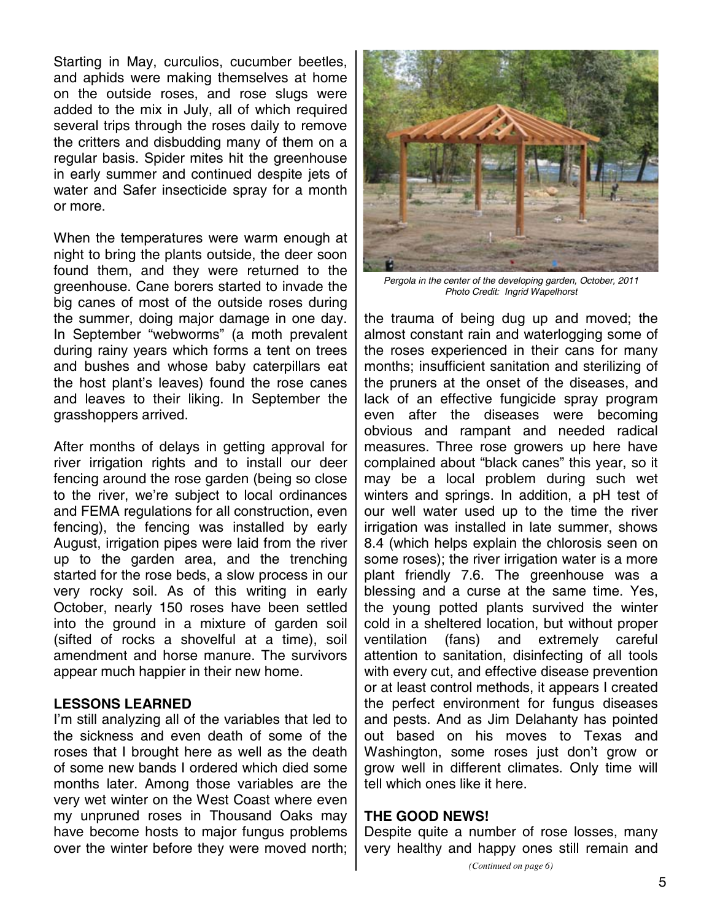Starting in May, curculios, cucumber beetles, and aphids were making themselves at home on the outside roses, and rose slugs were added to the mix in July, all of which required several trips through the roses daily to remove the critters and disbudding many of them on a regular basis. Spider mites hit the greenhouse in early summer and continued despite jets of water and Safer insecticide spray for a month or more.

When the temperatures were warm enough at night to bring the plants outside, the deer soon found them, and they were returned to the greenhouse. Cane borers started to invade the big canes of most of the outside roses during the summer, doing major damage in one day. In September "webworms" (a moth prevalent during rainy years which forms a tent on trees and bushes and whose baby caterpillars eat the host plant's leaves) found the rose canes and leaves to their liking. In September the grasshoppers arrived.

After months of delays in getting approval for river irrigation rights and to install our deer fencing around the rose garden (being so close to the river, we're subject to local ordinances and FEMA regulations for all construction, even fencing), the fencing was installed by early August, irrigation pipes were laid from the river up to the garden area, and the trenching started for the rose beds, a slow process in our very rocky soil. As of this writing in early October, nearly 150 roses have been settled into the ground in a mixture of garden soil (sifted of rocks a shovelful at a time), soil amendment and horse manure. The survivors appear much happier in their new home.

**LESSONS LEARNED**

I'm still analyzing all of the variables that led to the sickness and even death of some of the roses that I brought here as well as the death of some new bands I ordered which died some months later. Among those variables are the very wet winter on the West Coast where even my unpruned roses in Thousand Oaks may have become hosts to major fungus problems over the winter before they were moved north; the trauma of being dug up and moved; the almost constant rain and waterlogging some of the roses experienced in their cans for many months; insufficient sanitation and sterilizing of the pruners at the onset of the diseases, and lack of an effective fungicide spray program even after the diseases were becoming obvious and rampant and needed radical measures. Three rose growers up here have complained about "black canes" this year, so it may be a local problem during such wet winters and springs. In addition, a pH test of our well water used up to the time the river irrigation was installed in late summer, shows 8.4 (which helps explain the chlorosis seen on some roses); the river irrigation water is a more plant friendly 7.6. The greenhouse was a blessing and a curse at the same time. Yes, the young potted plants survived the winter cold in a sheltered location, but without proper ventilation (fans) and extremely careful attention to sanitation, disinfecting of all tools with every cut, and effective disease prevention or at least control methods, it appears I created the perfect environment for fungus diseases and pests. And as Jim Delahanty has pointed out based on his moves to Texas and Washington, some roses just don't grow or grow well in different climates. Only time will tell which ones like it here.

*Pergola in the center of the developing garden, October, 2011*
*Photo Credit: Ingrid Wapelhorst*

**THE GOOD NEWS!**

Despite quite a number of rose losses, many very healthy and happy ones still remain and

*(Continued on page 6)*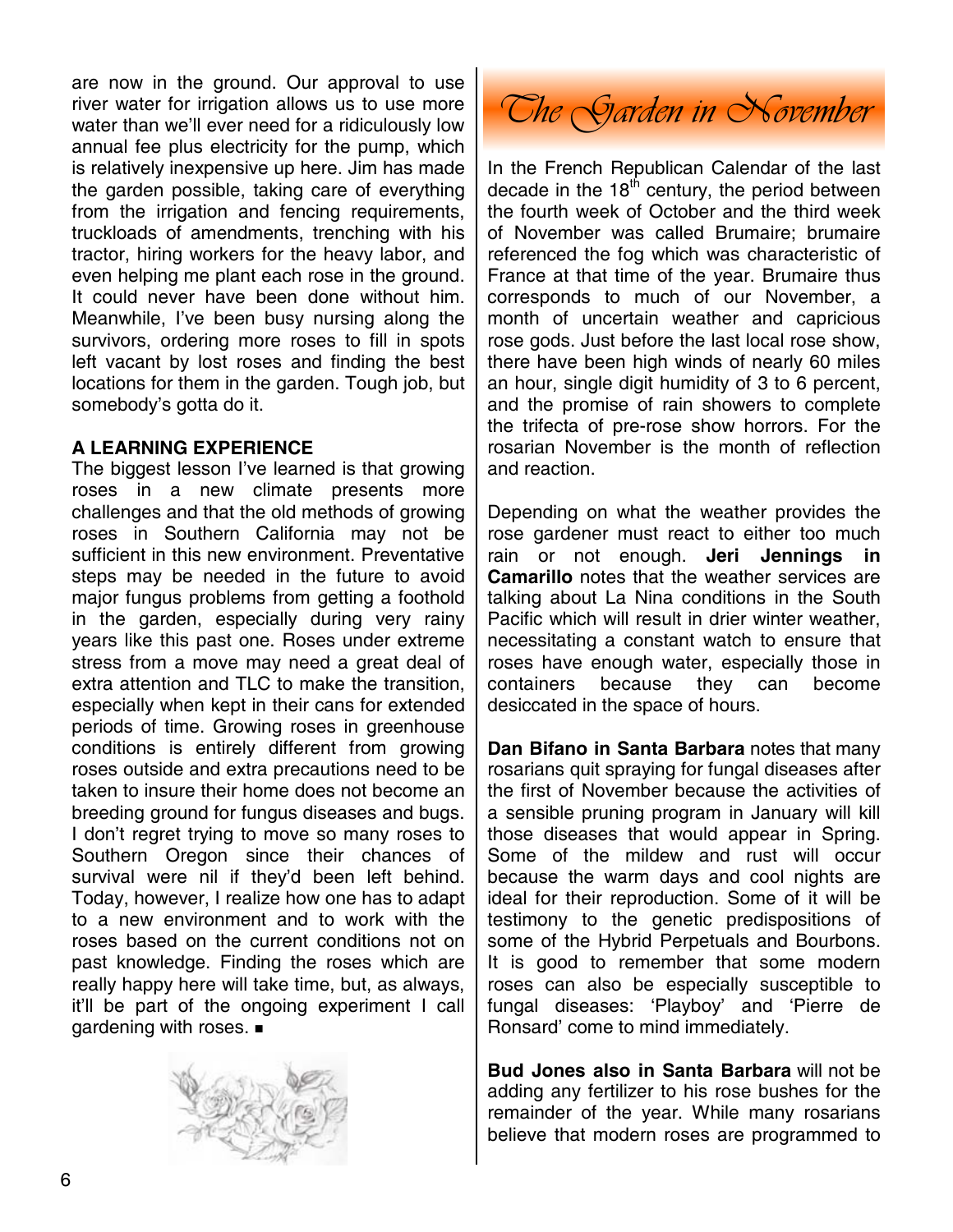are now in the ground. Our approval to use river water for irrigation allows us to use more water than we'll ever need for a ridiculously low annual fee plus electricity for the pump, which is relatively inexpensive up here. Jim has made the garden possible, taking care of everything from the irrigation and fencing requirements, truckloads of amendments, trenching with his tractor, hiring workers for the heavy labor, and even helping me plant each rose in the ground. It could never have been done without him. Meanwhile, I've been busy nursing along the survivors, ordering more roses to fill in spots left vacant by lost roses and finding the best locations for them in the garden. Tough job, but somebody's gotta do it.

**A LEARNING EXPERIENCE**

The biggest lesson I've learned is that growing roses in a new climate presents more challenges and that the old methods of growing roses in Southern California may not be sufficient in this new environment. Preventative steps may be needed in the future to avoid major fungus problems from getting a foothold in the garden, especially during very rainy years like this past one. Roses under extreme stress from a move may need a great deal of extra attention and TLC to make the transition, especially when kept in their cans for extended periods of time. Growing roses in greenhouse conditions is entirely different from growing roses outside and extra precautions need to be taken to insure their home does not become an breeding ground for fungus diseases and bugs. I don't regret trying to move so many roses to Southern Oregon since their chances of survival were nil if they'd been left behind. Today, however, I realize how one has to adapt to a new environment and to work with the roses based on the current conditions not on past knowledge. Finding the roses which are really happy here will take time, but, as always, it'll be part of the ongoing experiment I call gardening with roses. ■

# *The Garden in November*

In the French Republican Calendar of the last decade in the 18th century, the period between the fourth week of October and the third week of November was called Brumaire; brumaire referenced the fog which was characteristic of France at that time of the year. Brumaire thus corresponds to much of our November, a month of uncertain weather and capricious rose gods. Just before the last local rose show, there have been high winds of nearly 60 miles an hour, single digit humidity of 3 to 6 percent, and the promise of rain showers to complete the trifecta of pre-rose show horrors. For the rosarian November is the month of reflection and reaction.

Depending on what the weather provides the rose gardener must react to either too much rain or not enough. **Jeri Jennings in Camarillo** notes that the weather services are talking about La Nina conditions in the South Pacific which will result in drier winter weather, necessitating a constant watch to ensure that roses have enough water, especially those in containers because they can become desiccated in the space of hours.

**Dan Bifano in Santa Barbara** notes that many rosarians quit spraying for fungal diseases after the first of November because the activities of a sensible pruning program in January will kill those diseases that would appear in Spring. Some of the mildew and rust will occur because the warm days and cool nights are ideal for their reproduction. Some of it will be testimony to the genetic predispositions of some of the Hybrid Perpetuals and Bourbons. It is good to remember that some modern roses can also be especially susceptible to fungal diseases: 'Playboy' and 'Pierre de Ronsard' come to mind immediately.

**Bud Jones also in Santa Barbara** will not be adding any fertilizer to his rose bushes for the remainder of the year. While many rosarians believe that modern roses are programmed to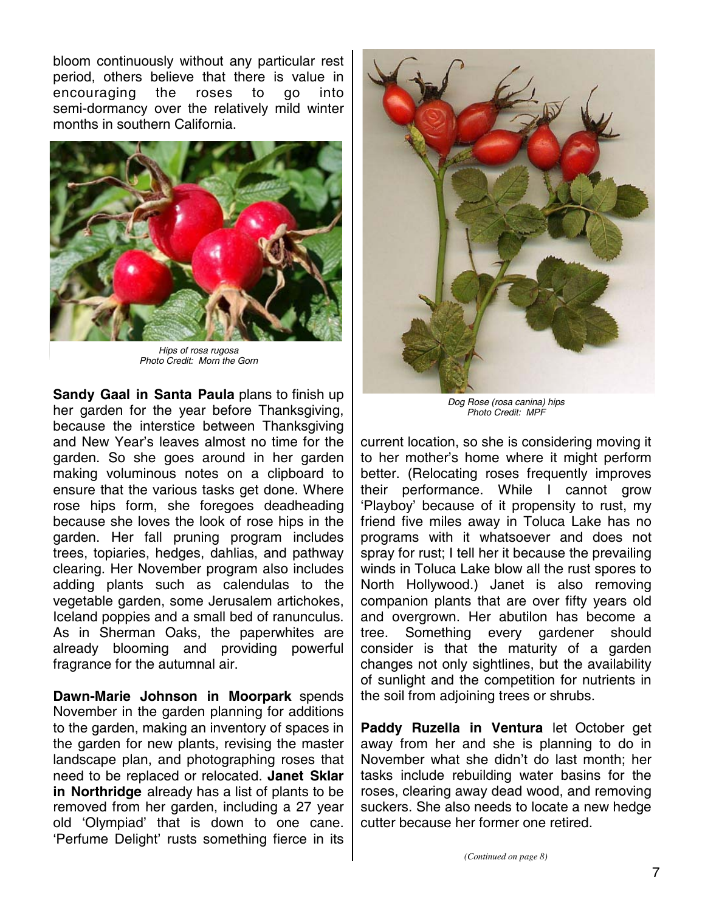bloom continuously without any particular rest period, others believe that there is value in encouraging the roses to go into semi-dormancy over the relatively mild winter months in southern California.

*Hips of rosa rugosa*
*Photo Credit: Morn the Gorn*

**Sandy Gaal in Santa Paula** plans to finish up her garden for the year before Thanksgiving, because the interstice between Thanksgiving and New Year's leaves almost no time for the garden. So she goes around in her garden making voluminous notes on a clipboard to ensure that the various tasks get done. Where rose hips form, she foregoes deadheading because she loves the look of rose hips in the garden. Her fall pruning program includes trees, topiaries, hedges, dahlias, and pathway clearing. Her November program also includes adding plants such as calendulas to the vegetable garden, some Jerusalem artichokes, Iceland poppies and a small bed of ranunculus. As in Sherman Oaks, the paperwhites are already blooming and providing powerful fragrance for the autumnal air.

**Dawn-Marie Johnson in Moorpark** spends November in the garden planning for additions to the garden, making an inventory of spaces in the garden for new plants, revising the master landscape plan, and photographing roses that need to be replaced or relocated. **Janet Sklar in Northridge** already has a list of plants to be removed from her garden, including a 27 year old 'Olympiad' that is down to one cane. 'Perfume Delight' rusts something fierce in its current location, so she is considering moving it to her mother's home where it might perform better. (Relocating roses frequently improves their performance. While I cannot grow 'Playboy' because of it propensity to rust, my friend five miles away in Toluca Lake has no programs with it whatsoever and does not spray for rust; I tell her it because the prevailing winds in Toluca Lake blow all the rust spores to North Hollywood.) Janet is also removing companion plants that are over fifty years old and overgrown. Her abutilon has become a tree. Something every gardener should consider is that the maturity of a garden changes not only sightlines, but the availability of sunlight and the competition for nutrients in the soil from adjoining trees or shrubs.

*Dog Rose (rosa canina) hips*
*Photo Credit: MPF*

**Paddy Ruzella in Ventura** let October get away from her and she is planning to do in November what she didn't do last month; her tasks include rebuilding water basins for the roses, clearing away dead wood, and removing suckers. She also needs to locate a new hedge cutter because her former one retired.

*(Continued on page 8)*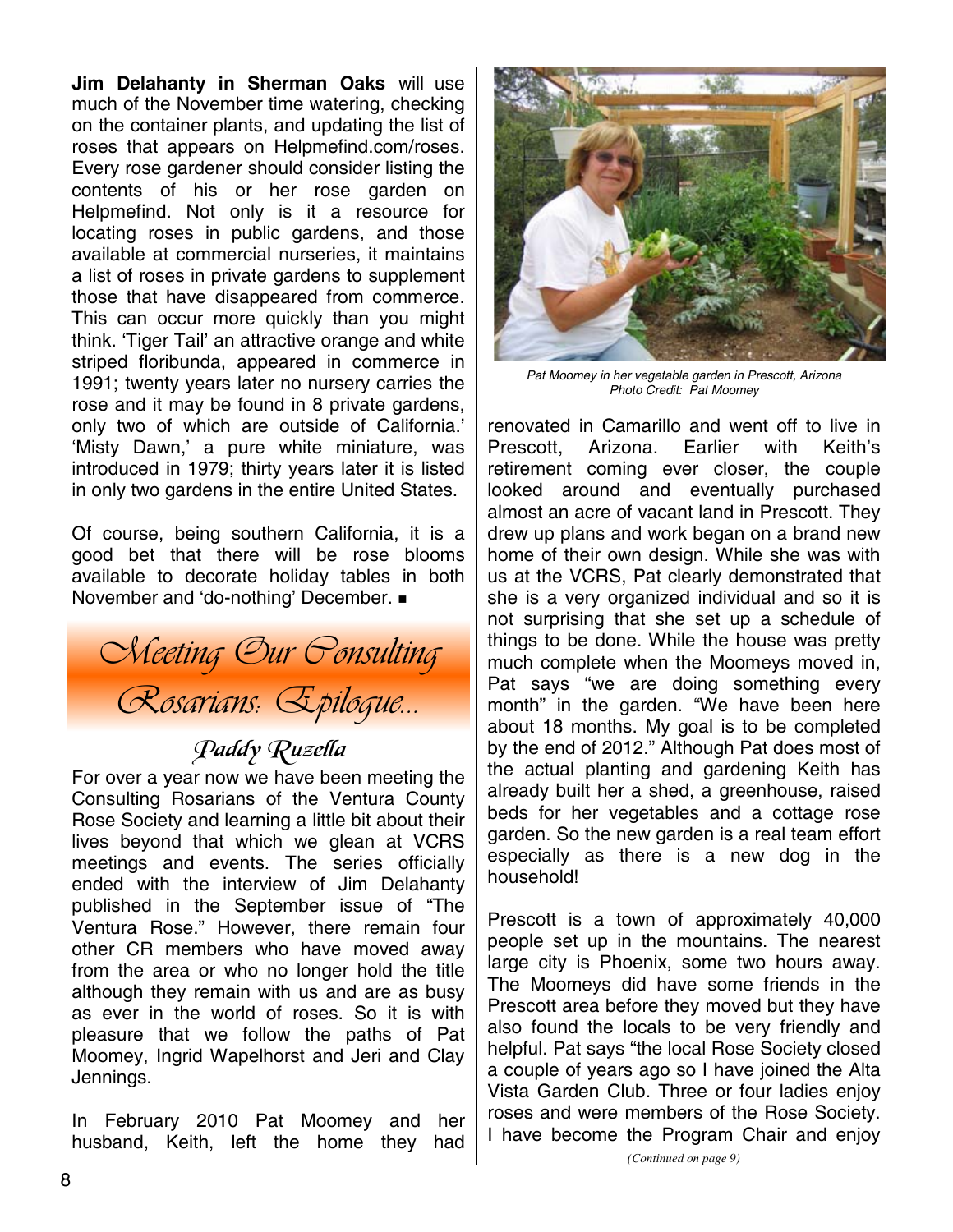**Jim Delahanty in Sherman Oaks** will use much of the November time watering, checking on the container plants, and updating the list of roses that appears on Helpmefind.com/roses. Every rose gardener should consider listing the contents of his or her rose garden on Helpmefind. Not only is it a resource for locating roses in public gardens, and those available at commercial nurseries, it maintains a list of roses in private gardens to supplement those that have disappeared from commerce. This can occur more quickly than you might think. 'Tiger Tail' an attractive orange and white striped floribunda, appeared in commerce in 1991; twenty years later no nursery carries the rose and it may be found in 8 private gardens, only two of which are outside of California.' 'Misty Dawn,' a pure white miniature, was introduced in 1979; thirty years later it is listed in only two gardens in the entire United States.

Of course, being southern California, it is a good bet that there will be rose blooms available to decorate holiday tables in both November and 'do-nothing' December. ■

# Meeting Our Consulting Rosarians: Epilogue...

### Paddy Ruzella

For over a year now we have been meeting the Consulting Rosarians of the Ventura County Rose Society and learning a little bit about their lives beyond that which we glean at VCRS meetings and events. The series officially ended with the interview of Jim Delahanty published in the September issue of "The Ventura Rose." However, there remain four other CR members who have moved away from the area or who no longer hold the title although they remain with us and are as busy as ever in the world of roses. So it is with pleasure that we follow the paths of Pat Moomey, Ingrid Wapelhorst and Jeri and Clay Jennings.

In February 2010 Pat Moomey and her husband, Keith, left the home they had renovated in Camarillo and went off to live in Prescott, Arizona. Earlier with Keith's retirement coming ever closer, the couple looked around and eventually purchased almost an acre of vacant land in Prescott. They drew up plans and work began on a brand new home of their own design. While she was with us at the VCRS, Pat clearly demonstrated that she is a very organized individual and so it is not surprising that she set up a schedule of things to be done. While the house was pretty much complete when the Moomeys moved in, Pat says "we are doing something every month" in the garden. "We have been here about 18 months. My goal is to be completed by the end of 2012." Although Pat does most of the actual planting and gardening Keith has already built her a shed, a greenhouse, raised beds for her vegetables and a cottage rose garden. So the new garden is a real team effort especially as there is a new dog in the household!

*Pat Moomey in her vegetable garden in Prescott, Arizona*
*Photo Credit: Pat Moomey*

Prescott is a town of approximately 40,000 people set up in the mountains. The nearest large city is Phoenix, some two hours away. The Moomeys did have some friends in the Prescott area before they moved but they have also found the locals to be very friendly and helpful. Pat says "the local Rose Society closed a couple of years ago so I have joined the Alta Vista Garden Club. Three or four ladies enjoy roses and were members of the Rose Society. I have become the Program Chair and enjoy

*(Continued on page 9)*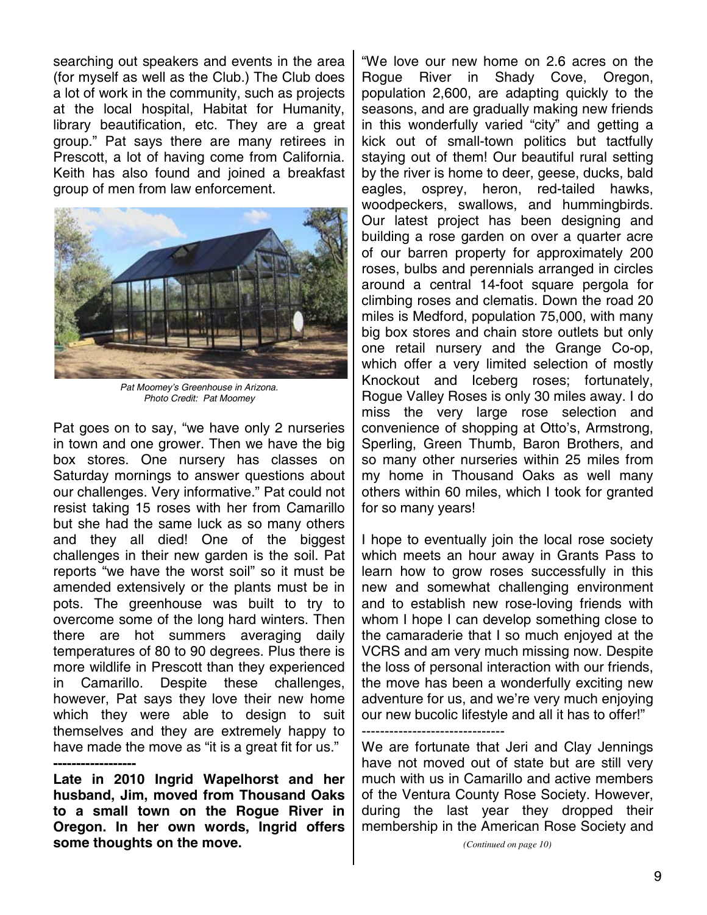searching out speakers and events in the area (for myself as well as the Club.) The Club does a lot of work in the community, such as projects at the local hospital, Habitat for Humanity, library beautification, etc. They are a great group." Pat says there are many retirees in Prescott, a lot of having come from California. Keith has also found and joined a breakfast group of men from law enforcement.

*Pat Moomey's Greenhouse in Arizona.*
*Photo Credit: Pat Moomey*

Pat goes on to say, "we have only 2 nurseries in town and one grower. Then we have the big box stores. One nursery has classes on Saturday mornings to answer questions about our challenges. Very informative." Pat could not resist taking 15 roses with her from Camarillo but she had the same luck as so many others and they all died! One of the biggest challenges in their new garden is the soil. Pat reports "we have the worst soil" so it must be amended extensively or the plants must be in pots. The greenhouse was built to try to overcome some of the long hard winters. Then there are hot summers averaging daily temperatures of 80 to 90 degrees. Plus there is more wildlife in Prescott than they experienced in Camarillo. Despite these challenges, however, Pat says they love their new home which they were able to design to suit themselves and they are extremely happy to have made the move as "it is a great fit for us."

------------------

**Late in 2010 Ingrid Wapelhorst and her husband, Jim, moved from Thousand Oaks to a small town on the Rogue River in Oregon. In her own words, Ingrid offers some thoughts on the move.**

"We love our new home on 2.6 acres on the Rogue River in Shady Cove, Oregon, population 2,600, are adapting quickly to the seasons, and are gradually making new friends in this wonderfully varied "city" and getting a kick out of small-town politics but tactfully staying out of them! Our beautiful rural setting by the river is home to deer, geese, ducks, bald eagles, osprey, heron, red-tailed hawks, woodpeckers, swallows, and hummingbirds. Our latest project has been designing and building a rose garden on over a quarter acre of our barren property for approximately 200 roses, bulbs and perennials arranged in circles around a central 14-foot square pergola for climbing roses and clematis. Down the road 20 miles is Medford, population 75,000, with many big box stores and chain store outlets but only one retail nursery and the Grange Co-op, which offer a very limited selection of mostly Knockout and Iceberg roses; fortunately, Rogue Valley Roses is only 30 miles away. I do miss the very large rose selection and convenience of shopping at Otto's, Armstrong, Sperling, Green Thumb, Baron Brothers, and so many other nurseries within 25 miles from my home in Thousand Oaks as well many others within 60 miles, which I took for granted for so many years!

I hope to eventually join the local rose society which meets an hour away in Grants Pass to learn how to grow roses successfully in this new and somewhat challenging environment and to establish new rose-loving friends with whom I hope I can develop something close to the camaraderie that I so much enjoyed at the VCRS and am very much missing now. Despite the loss of personal interaction with our friends, the move has been a wonderfully exciting new adventure for us, and we're very much enjoying our new bucolic lifestyle and all it has to offer!"

-------------------------------

We are fortunate that Jeri and Clay Jennings have not moved out of state but are still very much with us in Camarillo and active members of the Ventura County Rose Society. However, during the last year they dropped their membership in the American Rose Society and

*(Continued on page 10)*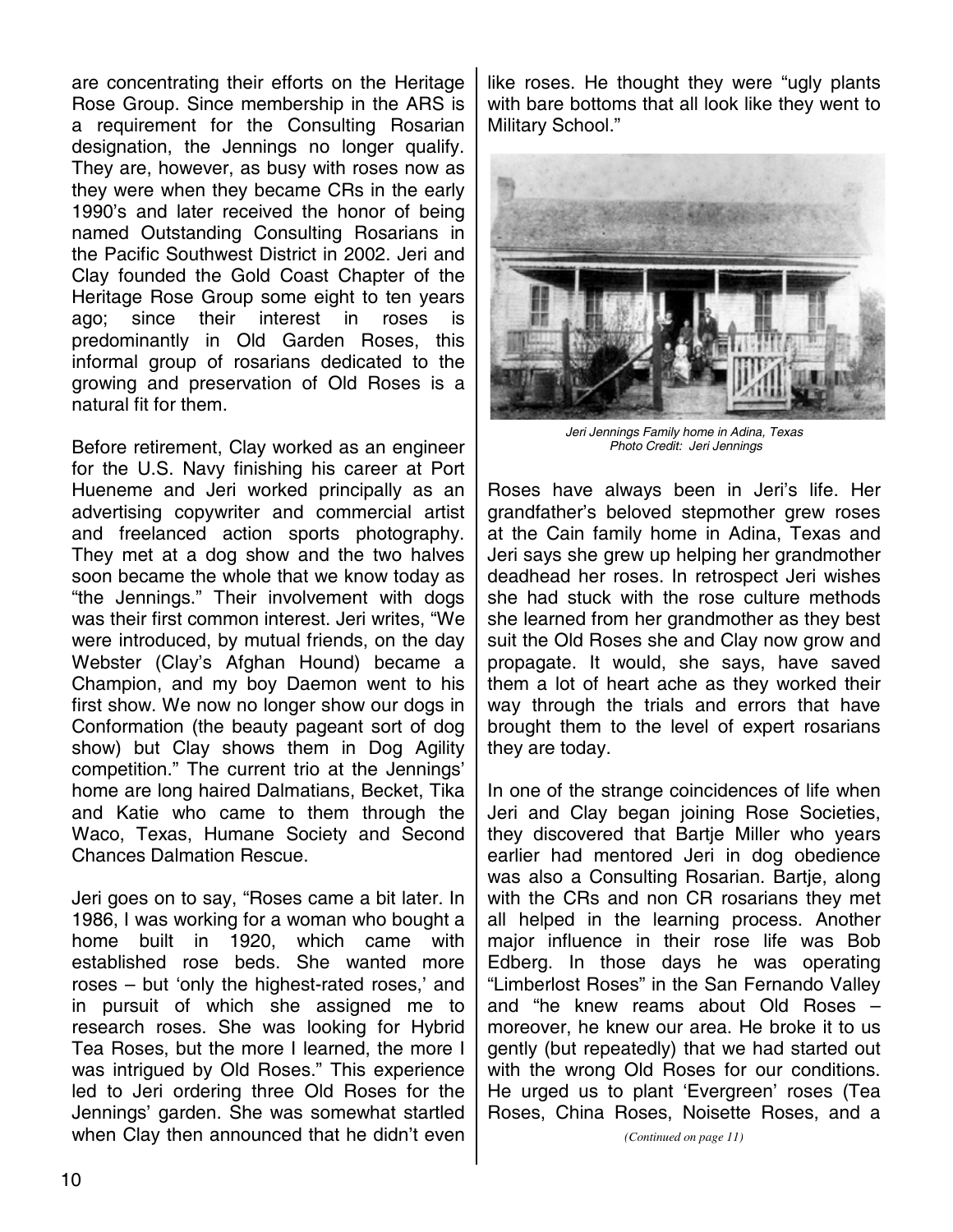are concentrating their efforts on the Heritage Rose Group. Since membership in the ARS is a requirement for the Consulting Rosarian designation, the Jennings no longer qualify. They are, however, as busy with roses now as they were when they became CRs in the early 1990's and later received the honor of being named Outstanding Consulting Rosarians in the Pacific Southwest District in 2002. Jeri and Clay founded the Gold Coast Chapter of the Heritage Rose Group some eight to ten years ago; since their interest in roses is predominantly in Old Garden Roses, this informal group of rosarians dedicated to the growing and preservation of Old Roses is a natural fit for them.

Before retirement, Clay worked as an engineer for the U.S. Navy finishing his career at Port Hueneme and Jeri worked principally as an advertising copywriter and commercial artist and freelanced action sports photography. They met at a dog show and the two halves soon became the whole that we know today as "the Jennings." Their involvement with dogs was their first common interest. Jeri writes, "We were introduced, by mutual friends, on the day Webster (Clay's Afghan Hound) became a Champion, and my boy Daemon went to his first show. We now no longer show our dogs in Conformation (the beauty pageant sort of dog show) but Clay shows them in Dog Agility competition." The current trio at the Jennings' home are long haired Dalmatians, Becket, Tika and Katie who came to them through the Waco, Texas, Humane Society and Second Chances Dalmation Rescue.

Jeri goes on to say, "Roses came a bit later. In 1986, I was working for a woman who bought a home built in 1920, which came with established rose beds. She wanted more roses – but 'only the highest-rated roses,' and in pursuit of which she assigned me to research roses. She was looking for Hybrid Tea Roses, but the more I learned, the more I was intrigued by Old Roses." This experience led to Jeri ordering three Old Roses for the Jennings' garden. She was somewhat startled when Clay then announced that he didn't even like roses. He thought they were "ugly plants with bare bottoms that all look like they went to Military School."

*Jeri Jennings Family home in Adina, Texas*
*Photo Credit: Jeri Jennings*

Roses have always been in Jeri's life. Her grandfather's beloved stepmother grew roses at the Cain family home in Adina, Texas and Jeri says she grew up helping her grandmother deadhead her roses. In retrospect Jeri wishes she had stuck with the rose culture methods she learned from her grandmother as they best suit the Old Roses she and Clay now grow and propagate. It would, she says, have saved them a lot of heart ache as they worked their way through the trials and errors that have brought them to the level of expert rosarians they are today.

In one of the strange coincidences of life when Jeri and Clay began joining Rose Societies, they discovered that Bartje Miller who years earlier had mentored Jeri in dog obedience was also a Consulting Rosarian. Bartje, along with the CRs and non CR rosarians they met all helped in the learning process. Another major influence in their rose life was Bob Edberg. In those days he was operating "Limberlost Roses" in the San Fernando Valley and "he knew reams about Old Roses – moreover, he knew our area. He broke it to us gently (but repeatedly) that we had started out with the wrong Old Roses for our conditions. He urged us to plant 'Evergreen' roses (Tea Roses, China Roses, Noisette Roses, and a

*(Continued on page 11)*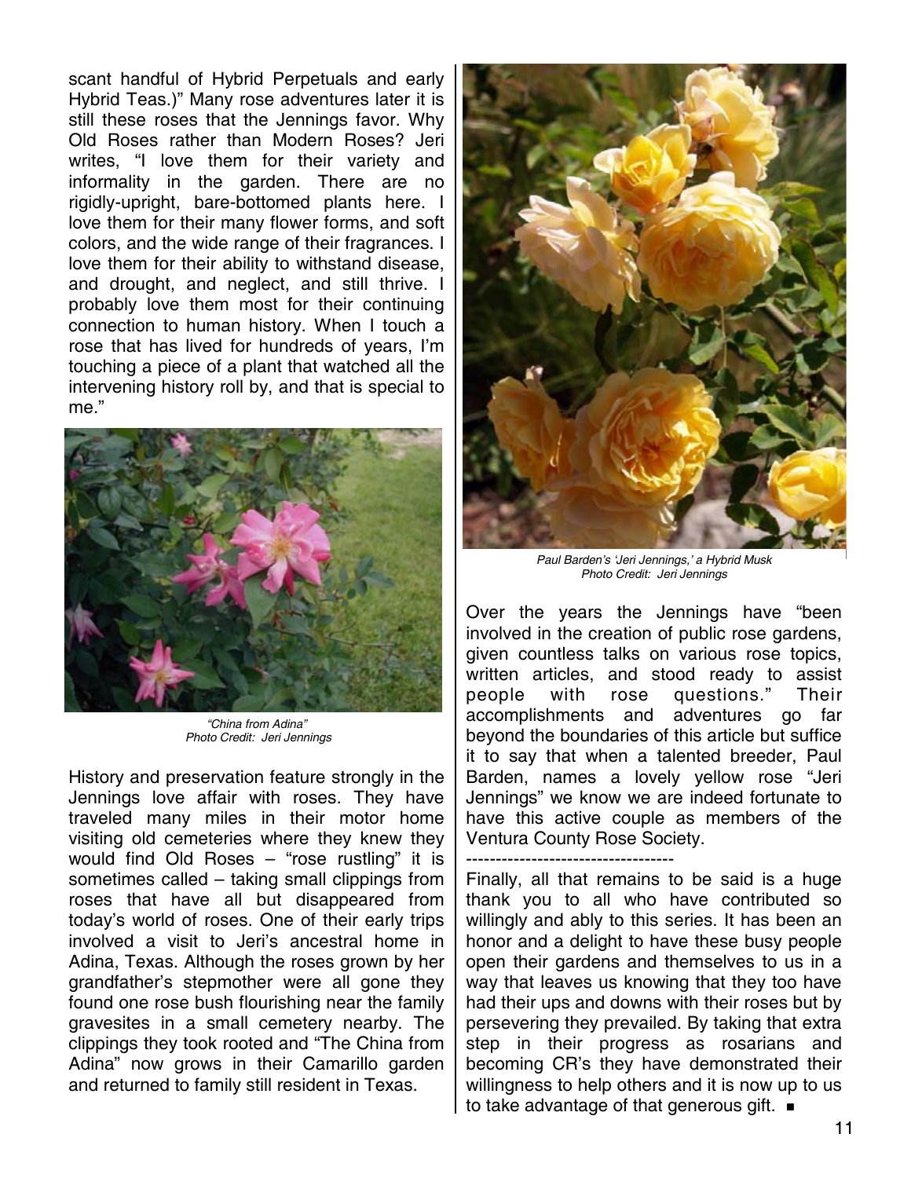scant handful of Hybrid Perpetuals and early Hybrid Teas.)" Many rose adventures later it is still these roses that the Jennings favor. Why Old Roses rather than Modern Roses? Jeri writes, "I love them for their variety and informality in the garden. There are no rigidly-upright, bare-bottomed plants here. I love them for their many flower forms, and soft colors, and the wide range of their fragrances. I love them for their ability to withstand disease, and drought, and neglect, and still thrive. I probably love them most for their continuing connection to human history. When I touch a rose that has lived for hundreds of years, I'm touching a piece of a plant that watched all the intervening history roll by, and that is special to me."

*"China from Adina"*
*Photo Credit: Jeri Jennings*

History and preservation feature strongly in the Jennings love affair with roses. They have traveled many miles in their motor home visiting old cemeteries where they knew they would find Old Roses – "rose rustling" it is sometimes called – taking small clippings from roses that have all but disappeared from today's world of roses. One of their early trips involved a visit to Jeri's ancestral home in Adina, Texas. Although the roses grown by her grandfather's stepmother were all gone they found one rose bush flourishing near the family gravesites in a small cemetery nearby. The clippings they took rooted and "The China from Adina" now grows in their Camarillo garden and returned to family still resident in Texas.

*Paul Barden's 'Jeri Jennings,' a Hybrid Musk*
*Photo Credit: Jeri Jennings*

Over the years the Jennings have "been involved in the creation of public rose gardens, given countless talks on various rose topics, written articles, and stood ready to assist people with rose questions." Their accomplishments and adventures go far beyond the boundaries of this article but suffice it to say that when a talented breeder, Paul Barden, names a lovely yellow rose "Jeri Jennings" we know we are indeed fortunate to have this active couple as members of the Ventura County Rose Society.

-----------------------------------

Finally, all that remains to be said is a huge thank you to all who have contributed so willingly and ably to this series. It has been an honor and a delight to have these busy people open their gardens and themselves to us in a way that leaves us knowing that they too have had their ups and downs with their roses but by persevering they prevailed. By taking that extra step in their progress as rosarians and becoming CR's they have demonstrated their willingness to help others and it is now up to us to take advantage of that generous gift. ■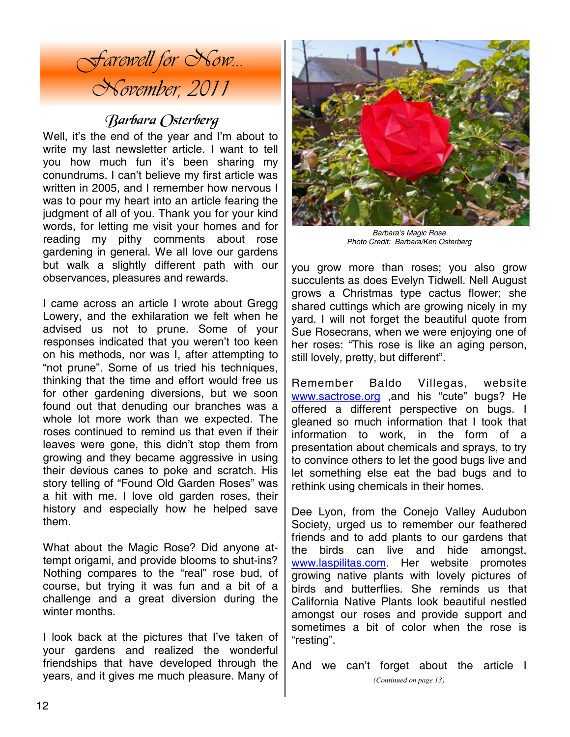# Farewell for Now... November, 2011

## Barbara Osterberg

Well, it's the end of the year and I'm about to write my last newsletter article. I want to tell you how much fun it's been sharing my conundrums. I can't believe my first article was written in 2005, and I remember how nervous I was to pour my heart into an article fearing the judgment of all of you. Thank you for your kind words, for letting me visit your homes and for reading my pithy comments about rose gardening in general. We all love our gardens but walk a slightly different path with our observances, pleasures and rewards.

I came across an article I wrote about Gregg Lowery, and the exhilaration we felt when he advised us not to prune. Some of your responses indicated that you weren't too keen on his methods, nor was I, after attempting to "not prune". Some of us tried his techniques, thinking that the time and effort would free us for other gardening diversions, but we soon found out that denuding our branches was a whole lot more work than we expected. The roses continued to remind us that even if their leaves were gone, this didn't stop them from growing and they became aggressive in using their devious canes to poke and scratch. His story telling of "Found Old Garden Roses" was a hit with me. I love old garden roses, their history and especially how he helped save them.

What about the Magic Rose? Did anyone attempt origami, and provide blooms to shut-ins? Nothing compares to the "real" rose bud, of course, but trying it was fun and a bit of a challenge and a great diversion during the winter months.

I look back at the pictures that I've taken of your gardens and realized the wonderful friendships that have developed through the years, and it gives me much pleasure. Many of you grow more than roses; you also grow succulents as does Evelyn Tidwell. Nell August grows a Christmas type cactus flower; she shared cuttings which are growing nicely in my yard. I will not forget the beautiful quote from Sue Rosecrans, when we were enjoying one of her roses: "This rose is like an aging person, still lovely, pretty, but different".

*Barbara's Magic Rose*
*Photo Credit: Barbara/Ken Osterberg*

Remember Baldo Villegas, website www.sactrose.org ,and his "cute" bugs? He offered a different perspective on bugs. I gleaned so much information that I took that information to work, in the form of a presentation about chemicals and sprays, to try to convince others to let the good bugs live and let something else eat the bad bugs and to rethink using chemicals in their homes.

Dee Lyon, from the Conejo Valley Audubon Society, urged us to remember our feathered friends and to add plants to our gardens that the birds can live and hide amongst, www.laspilitas.com. Her website promotes growing native plants with lovely pictures of birds and butterflies. She reminds us that California Native Plants look beautiful nestled amongst our roses and provide support and sometimes a bit of color when the rose is "resting".

And we can't forget about the article I

*(Continued on page 13)*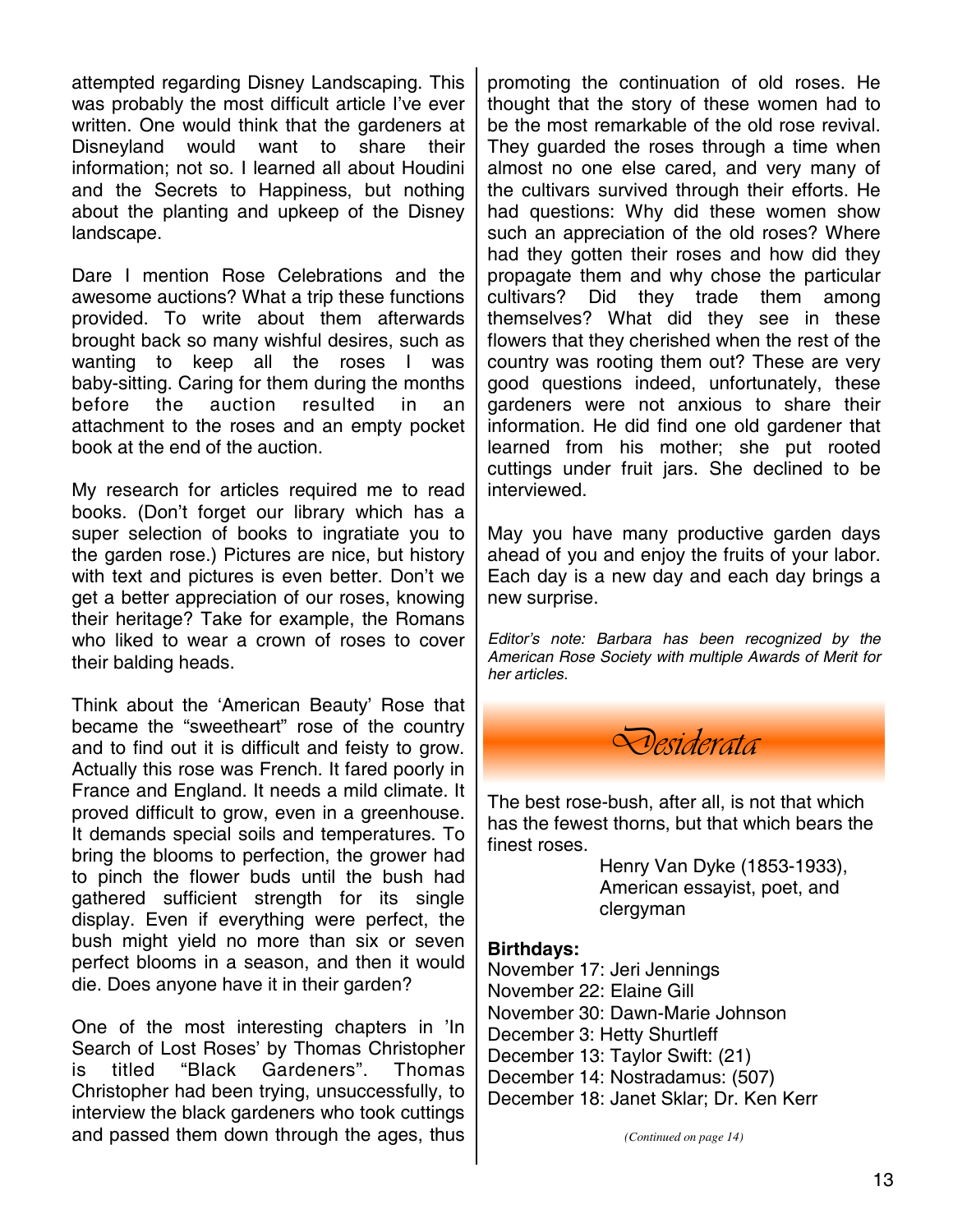attempted regarding Disney Landscaping. This was probably the most difficult article I've ever written. One would think that the gardeners at Disneyland would want to share their information; not so. I learned all about Houdini and the Secrets to Happiness, but nothing about the planting and upkeep of the Disney landscape.

Dare I mention Rose Celebrations and the awesome auctions? What a trip these functions provided. To write about them afterwards brought back so many wishful desires, such as wanting to keep all the roses I was baby-sitting. Caring for them during the months before the auction resulted in an attachment to the roses and an empty pocket book at the end of the auction.

My research for articles required me to read books. (Don't forget our library which has a super selection of books to ingratiate you to the garden rose.) Pictures are nice, but history with text and pictures is even better. Don't we get a better appreciation of our roses, knowing their heritage? Take for example, the Romans who liked to wear a crown of roses to cover their balding heads.

Think about the 'American Beauty' Rose that became the "sweetheart" rose of the country and to find out it is difficult and feisty to grow. Actually this rose was French. It fared poorly in France and England. It needs a mild climate. It proved difficult to grow, even in a greenhouse. It demands special soils and temperatures. To bring the blooms to perfection, the grower had to pinch the flower buds until the bush had gathered sufficient strength for its single display. Even if everything were perfect, the bush might yield no more than six or seven perfect blooms in a season, and then it would die. Does anyone have it in their garden?

One of the most interesting chapters in 'In Search of Lost Roses' by Thomas Christopher is titled "Black Gardeners". Thomas Christopher had been trying, unsuccessfully, to interview the black gardeners who took cuttings and passed them down through the ages, thus promoting the continuation of old roses. He thought that the story of these women had to be the most remarkable of the old rose revival. They guarded the roses through a time when almost no one else cared, and very many of the cultivars survived through their efforts. He had questions: Why did these women show such an appreciation of the old roses? Where had they gotten their roses and how did they propagate them and why chose the particular cultivars? Did they trade them among themselves? What did they see in these flowers that they cherished when the rest of the country was rooting them out? These are very good questions indeed, unfortunately, these gardeners were not anxious to share their information. He did find one old gardener that learned from his mother; she put rooted cuttings under fruit jars. She declined to be interviewed.

May you have many productive garden days ahead of you and enjoy the fruits of your labor. Each day is a new day and each day brings a new surprise.

*Editor's note: Barbara has been recognized by the American Rose Society with multiple Awards of Merit for her articles.*

## *Desiderata*

The best rose-bush, after all, is not that which has the fewest thorns, but that which bears the finest roses.

Henry Van Dyke (1853-1933), American essayist, poet, and clergyman

**Birthdays:**
November 17: Jeri Jennings
November 22: Elaine Gill
November 30: Dawn-Marie Johnson
December 3: Hetty Shurtleff
December 13: Taylor Swift: (21)
December 14: Nostradamus: (507)
December 18: Janet Sklar; Dr. Ken Kerr

*(Continued on page 14)*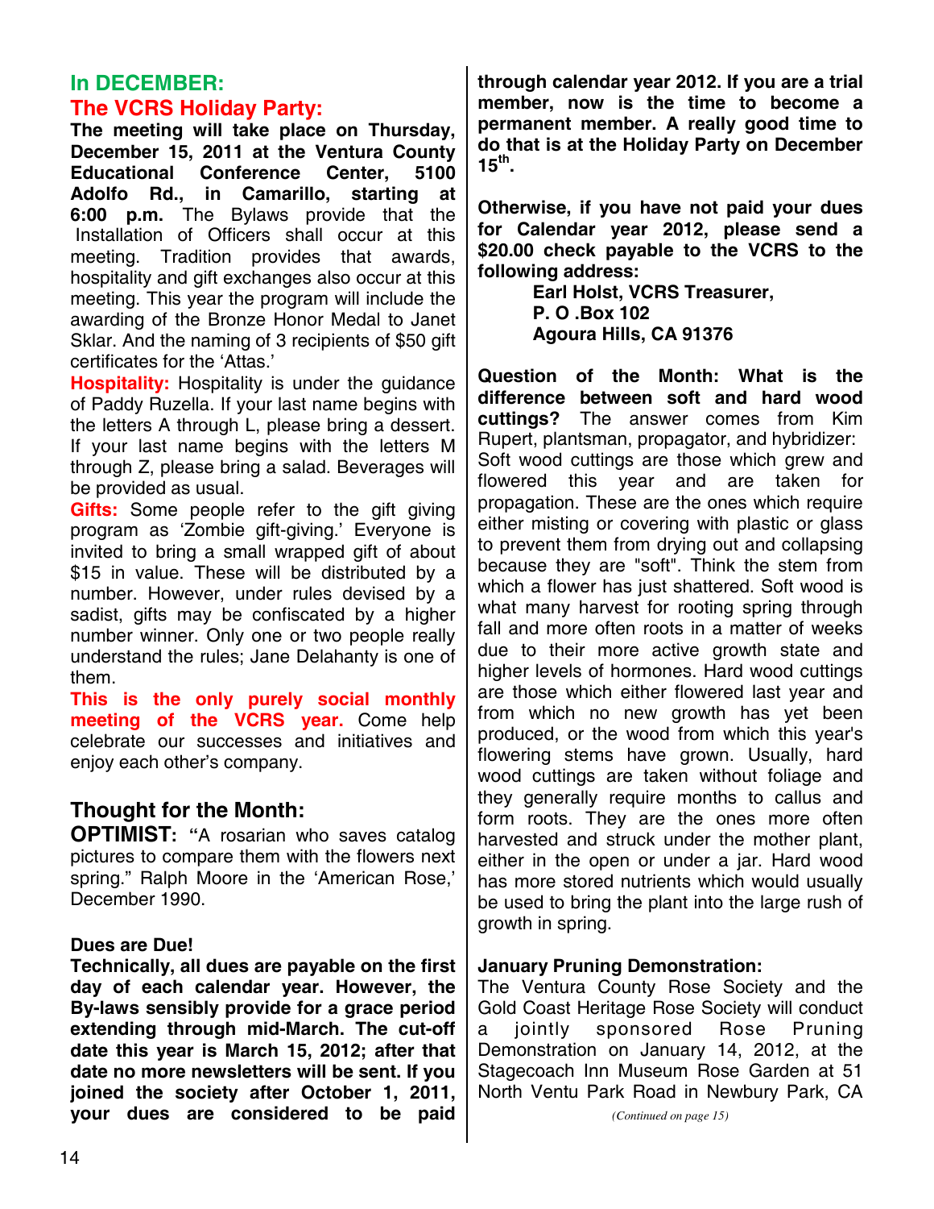## In DECEMBER:

## The VCRS Holiday Party:

**The meeting will take place on Thursday, December 15, 2011 at the Ventura County Educational Conference Center, 5100 Adolfo Rd., in Camarillo, starting at 6:00 p.m.** The Bylaws provide that the Installation of Officers shall occur at this meeting. Tradition provides that awards, hospitality and gift exchanges also occur at this meeting. This year the program will include the awarding of the Bronze Honor Medal to Janet Sklar. And the naming of 3 recipients of $50 gift certificates for the 'Attas.'

**Hospitality:** Hospitality is under the guidance of Paddy Ruzella. If your last name begins with the letters A through L, please bring a dessert. If your last name begins with the letters M through Z, please bring a salad. Beverages will be provided as usual.

**Gifts:** Some people refer to the gift giving program as 'Zombie gift-giving.' Everyone is invited to bring a small wrapped gift of about $15 in value. These will be distributed by a number. However, under rules devised by a sadist, gifts may be confiscated by a higher number winner. Only one or two people really understand the rules; Jane Delahanty is one of them.

**This is the only purely social monthly meeting of the VCRS year.** Come help celebrate our successes and initiatives and enjoy each other's company.

## Thought for the Month:

**OPTIMIST: "**A rosarian who saves catalog pictures to compare them with the flowers next spring." Ralph Moore in the 'American Rose,' December 1990.

### Dues are Due!

**Technically, all dues are payable on the first day of each calendar year. However, the By-laws sensibly provide for a grace period extending through mid-March. The cut-off date this year is March 15, 2012; after that date no more newsletters will be sent. If you joined the society after October 1, 2011, your dues are considered to be paid through calendar year 2012. If you are a trial member, now is the time to become a permanent member. A really good time to do that is at the Holiday Party on December 15th.**

**Otherwise, if you have not paid your dues for Calendar year 2012, please send a $20.00 check payable to the VCRS to the following address:**

> **Earl Holst, VCRS Treasurer,**
> **P. O .Box 102**
> **Agoura Hills, CA 91376**

**Question of the Month: What is the difference between soft and hard wood cuttings?** The answer comes from Kim Rupert, plantsman, propagator, and hybridizer: Soft wood cuttings are those which grew and flowered this year and are taken for propagation. These are the ones which require either misting or covering with plastic or glass to prevent them from drying out and collapsing because they are "soft". Think the stem from which a flower has just shattered. Soft wood is what many harvest for rooting spring through fall and more often roots in a matter of weeks due to their more active growth state and higher levels of hormones. Hard wood cuttings are those which either flowered last year and from which no new growth has yet been produced, or the wood from which this year's flowering stems have grown. Usually, hard wood cuttings are taken without foliage and they generally require months to callus and form roots. They are the ones more often harvested and struck under the mother plant, either in the open or under a jar. Hard wood has more stored nutrients which would usually be used to bring the plant into the large rush of growth in spring.

### January Pruning Demonstration:

The Ventura County Rose Society and the Gold Coast Heritage Rose Society will conduct a jointly sponsored Rose Pruning Demonstration on January 14, 2012, at the Stagecoach Inn Museum Rose Garden at 51 North Ventu Park Road in Newbury Park, CA

*(Continued on page 15)*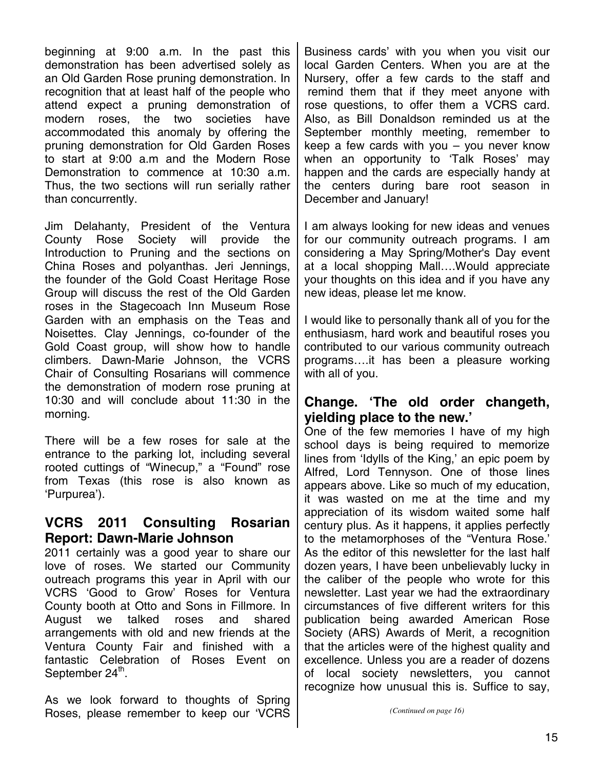beginning at 9:00 a.m. In the past this demonstration has been advertised solely as an Old Garden Rose pruning demonstration. In recognition that at least half of the people who attend expect a pruning demonstration of modern roses, the two societies have accommodated this anomaly by offering the pruning demonstration for Old Garden Roses to start at 9:00 a.m and the Modern Rose Demonstration to commence at 10:30 a.m. Thus, the two sections will run serially rather than concurrently.

Jim Delahanty, President of the Ventura County Rose Society will provide the Introduction to Pruning and the sections on China Roses and polyanthas. Jeri Jennings, the founder of the Gold Coast Heritage Rose Group will discuss the rest of the Old Garden roses in the Stagecoach Inn Museum Rose Garden with an emphasis on the Teas and Noisettes. Clay Jennings, co-founder of the Gold Coast group, will show how to handle climbers. Dawn-Marie Johnson, the VCRS Chair of Consulting Rosarians will commence the demonstration of modern rose pruning at 10:30 and will conclude about 11:30 in the morning.

There will be a few roses for sale at the entrance to the parking lot, including several rooted cuttings of "Winecup," a "Found" rose from Texas (this rose is also known as 'Purpurea').

## VCRS 2011 Consulting Rosarian Report: Dawn-Marie Johnson

2011 certainly was a good year to share our love of roses. We started our Community outreach programs this year in April with our VCRS 'Good to Grow' Roses for Ventura County booth at Otto and Sons in Fillmore. In August we talked roses and shared arrangements with old and new friends at the Ventura County Fair and finished with a fantastic Celebration of Roses Event on September 24th.

As we look forward to thoughts of Spring Roses, please remember to keep our 'VCRS Business cards' with you when you visit our local Garden Centers. When you are at the Nursery, offer a few cards to the staff and remind them that if they meet anyone with rose questions, to offer them a VCRS card. Also, as Bill Donaldson reminded us at the September monthly meeting, remember to keep a few cards with you – you never know when an opportunity to 'Talk Roses' may happen and the cards are especially handy at the centers during bare root season in December and January!

I am always looking for new ideas and venues for our community outreach programs. I am considering a May Spring/Mother's Day event at a local shopping Mall….Would appreciate your thoughts on this idea and if you have any new ideas, please let me know.

I would like to personally thank all of you for the enthusiasm, hard work and beautiful roses you contributed to our various community outreach programs….it has been a pleasure working with all of you.

## Change. 'The old order changeth, yielding place to the new.'

One of the few memories I have of my high school days is being required to memorize lines from 'Idylls of the King,' an epic poem by Alfred, Lord Tennyson. One of those lines appears above. Like so much of my education, it was wasted on me at the time and my appreciation of its wisdom waited some half century plus. As it happens, it applies perfectly to the metamorphoses of the "Ventura Rose.' As the editor of this newsletter for the last half dozen years, I have been unbelievably lucky in the caliber of the people who wrote for this newsletter. Last year we had the extraordinary circumstances of five different writers for this publication being awarded American Rose Society (ARS) Awards of Merit, a recognition that the articles were of the highest quality and excellence. Unless you are a reader of dozens of local society newsletters, you cannot recognize how unusual this is. Suffice to say,

*(Continued on page 16)*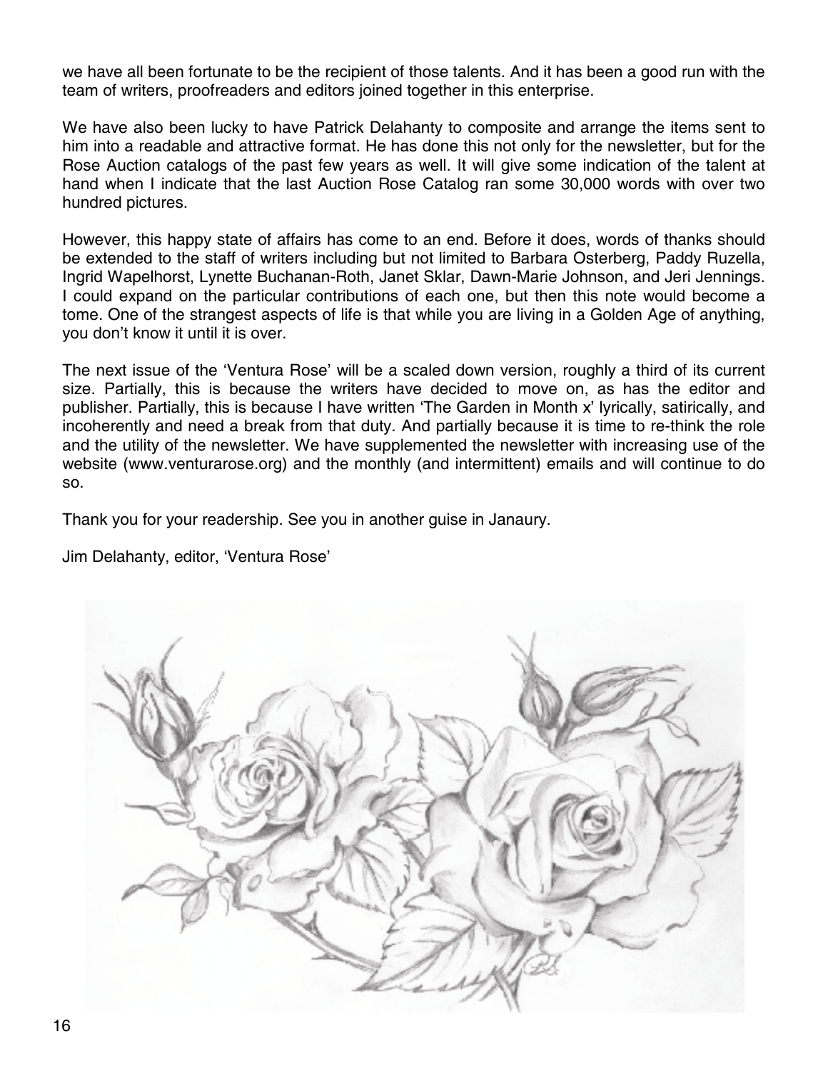we have all been fortunate to be the recipient of those talents. And it has been a good run with the team of writers, proofreaders and editors joined together in this enterprise.

We have also been lucky to have Patrick Delahanty to composite and arrange the items sent to him into a readable and attractive format. He has done this not only for the newsletter, but for the Rose Auction catalogs of the past few years as well. It will give some indication of the talent at hand when I indicate that the last Auction Rose Catalog ran some 30,000 words with over two hundred pictures.

However, this happy state of affairs has come to an end. Before it does, words of thanks should be extended to the staff of writers including but not limited to Barbara Osterberg, Paddy Ruzella, Ingrid Wapelhorst, Lynette Buchanan-Roth, Janet Sklar, Dawn-Marie Johnson, and Jeri Jennings. I could expand on the particular contributions of each one, but then this note would become a tome. One of the strangest aspects of life is that while you are living in a Golden Age of anything, you don't know it until it is over.

The next issue of the 'Ventura Rose' will be a scaled down version, roughly a third of its current size. Partially, this is because the writers have decided to move on, as has the editor and publisher. Partially, this is because I have written 'The Garden in Month x' lyrically, satirically, and incoherently and need a break from that duty. And partially because it is time to re-think the role and the utility of the newsletter. We have supplemented the newsletter with increasing use of the website (www.venturarose.org) and the monthly (and intermittent) emails and will continue to do so.

Thank you for your readership. See you in another guise in Janaury.

Jim Delahanty, editor, 'Ventura Rose'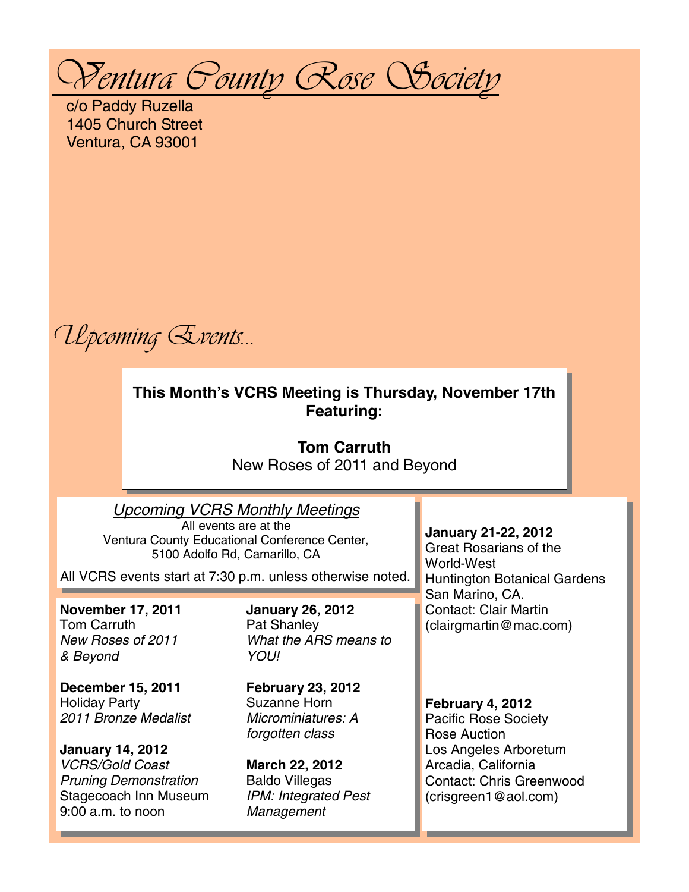# Ventura County Rose Society

c/o Paddy Ruzella
1405 Church Street
Ventura, CA 93001

## Upcoming Events...

**This Month's VCRS Meeting is Thursday, November 17th Featuring:**

**Tom Carruth**
New Roses of 2011 and Beyond

### Upcoming VCRS Monthly Meetings

All events are at the
Ventura County Educational Conference Center,
5100 Adolfo Rd, Camarillo, CA

All VCRS events start at 7:30 p.m. unless otherwise noted.

**November 17, 2011**
Tom Carruth
*New Roses of 2011 & Beyond*

**December 15, 2011**
Holiday Party
*2011 Bronze Medalist*

**January 14, 2012**
*VCRS/Gold Coast Pruning Demonstration*
Stagecoach Inn Museum
9:00 a.m. to noon

**January 26, 2012**
Pat Shanley
*What the ARS means to YOU!*

**February 23, 2012**
Suzanne Horn
*Microminiatures: A forgotten class*

**March 22, 2012**
Baldo Villegas
*IPM: Integrated Pest Management*

**January 21-22, 2012**
Great Rosarians of the World-West
Huntington Botanical Gardens
San Marino, CA.
Contact: Clair Martin
(clairgmartin@mac.com)

**February 4, 2012**
Pacific Rose Society
Rose Auction
Los Angeles Arboretum
Arcadia, California
Contact: Chris Greenwood
(crisgreen1@aol.com)